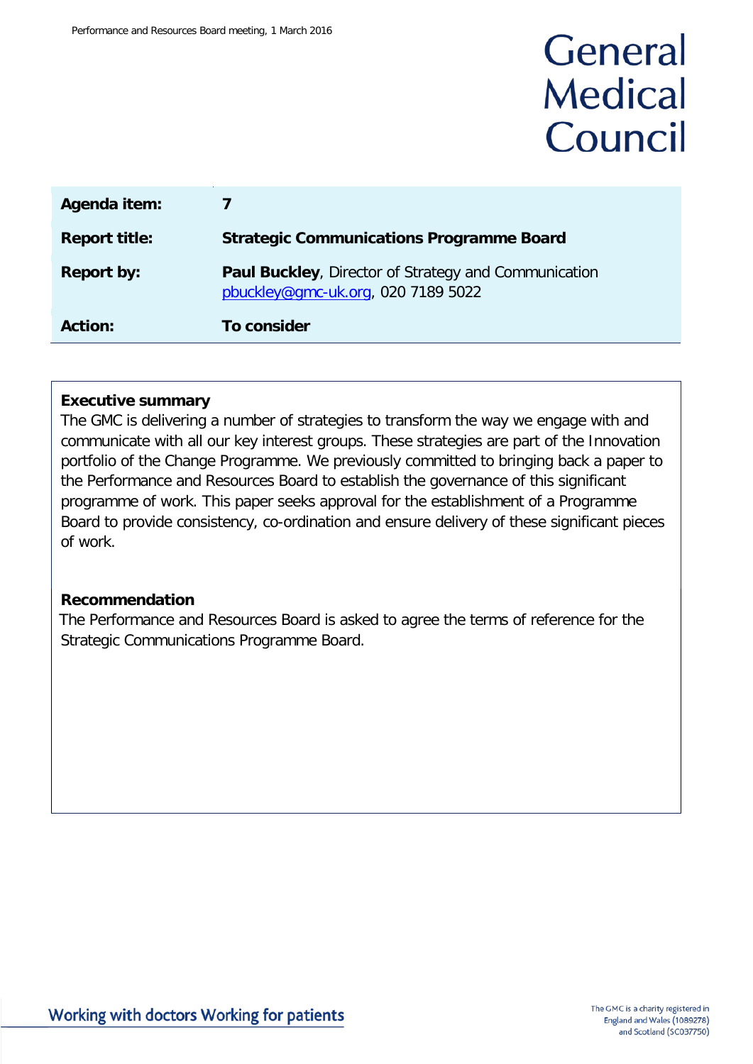# General Medical Council

| | |
|---|---|
| **Agenda item:** | **7** |
| **Report title:** | **Strategic Communications Programme Board** |
| **Report by:** | **Paul Buckley**, Director of Strategy and Communication pbuckley@gmc-uk.org, 020 7189 5022 |
| **Action:** | **To consider** |

**Executive summary**

The GMC is delivering a number of strategies to transform the way we engage with and communicate with all our key interest groups. These strategies are part of the Innovation portfolio of the Change Programme. We previously committed to bringing back a paper to the Performance and Resources Board to establish the governance of this significant programme of work. This paper seeks approval for the establishment of a Programme Board to provide consistency, co-ordination and ensure delivery of these significant pieces of work.

**Recommendation**

The Performance and Resources Board is asked to agree the terms of reference for the Strategic Communications Programme Board.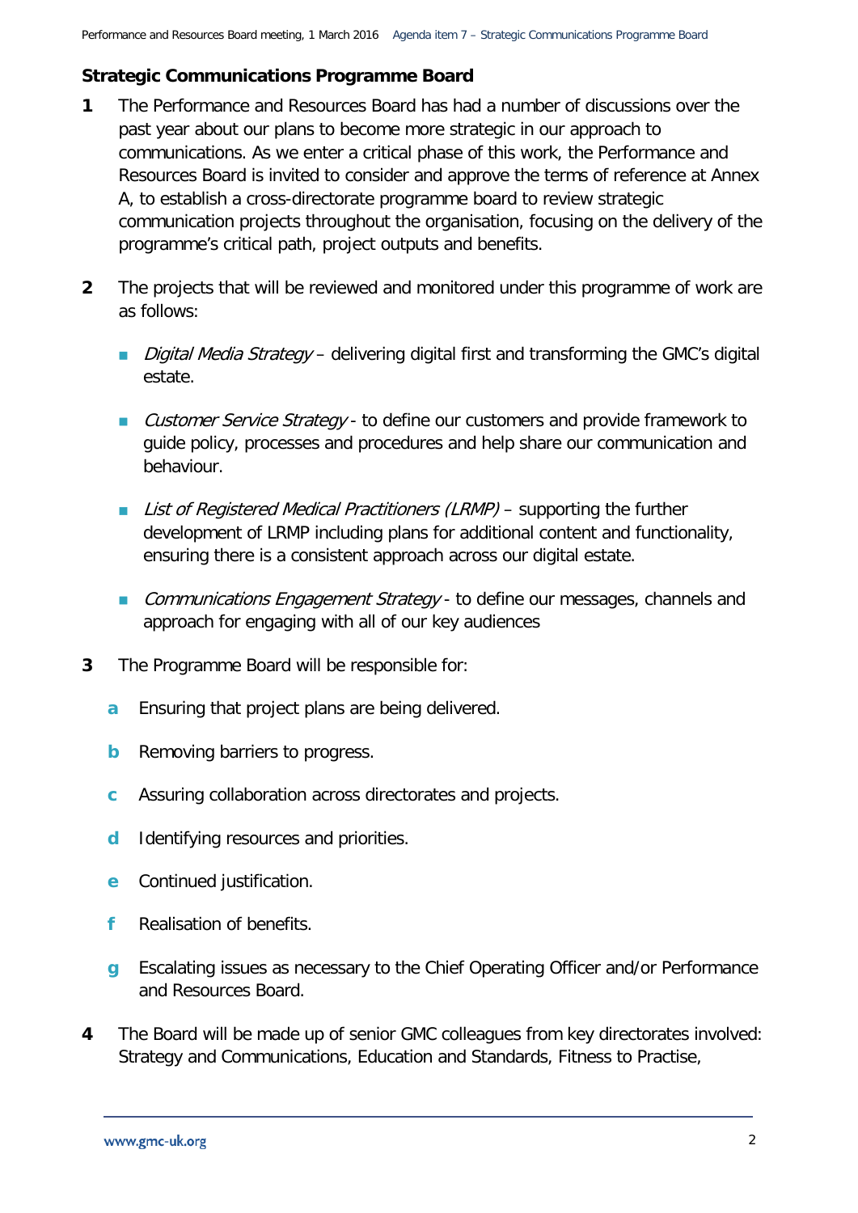**Strategic Communications Programme Board**

1. The Performance and Resources Board has had a number of discussions over the past year about our plans to become more strategic in our approach to communications. As we enter a critical phase of this work, the Performance and Resources Board is invited to consider and approve the terms of reference at Annex A, to establish a cross-directorate programme board to review strategic communication projects throughout the organisation, focusing on the delivery of the programme's critical path, project outputs and benefits.

2. The projects that will be reviewed and monitored under this programme of work are as follows:

   - *Digital Media Strategy* – delivering digital first and transforming the GMC's digital estate.

   - *Customer Service Strategy* - to define our customers and provide framework to guide policy, processes and procedures and help share our communication and behaviour.

   - *List of Registered Medical Practitioners (LRMP)* – supporting the further development of LRMP including plans for additional content and functionality, ensuring there is a consistent approach across our digital estate.

   - *Communications Engagement Strategy* - to define our messages, channels and approach for engaging with all of our key audiences

3. The Programme Board will be responsible for:

   a. Ensuring that project plans are being delivered.

   b. Removing barriers to progress.

   c. Assuring collaboration across directorates and projects.

   d. Identifying resources and priorities.

   e. Continued justification.

   f. Realisation of benefits.

   g. Escalating issues as necessary to the Chief Operating Officer and/or Performance and Resources Board.

4. The Board will be made up of senior GMC colleagues from key directorates involved: Strategy and Communications, Education and Standards, Fitness to Practise,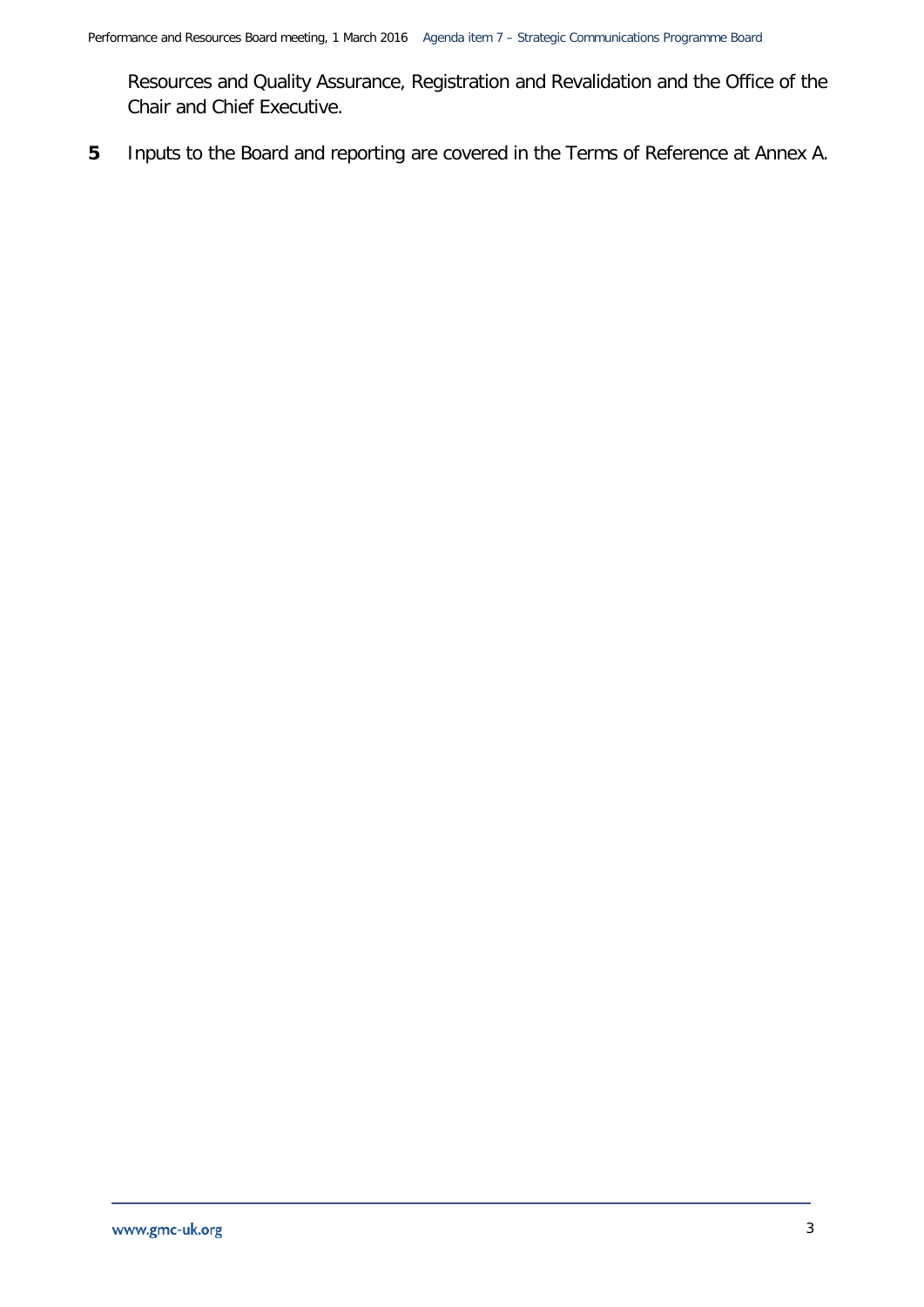Resources and Quality Assurance, Registration and Revalidation and the Office of the Chair and Chief Executive.

**5** Inputs to the Board and reporting are covered in the Terms of Reference at Annex A.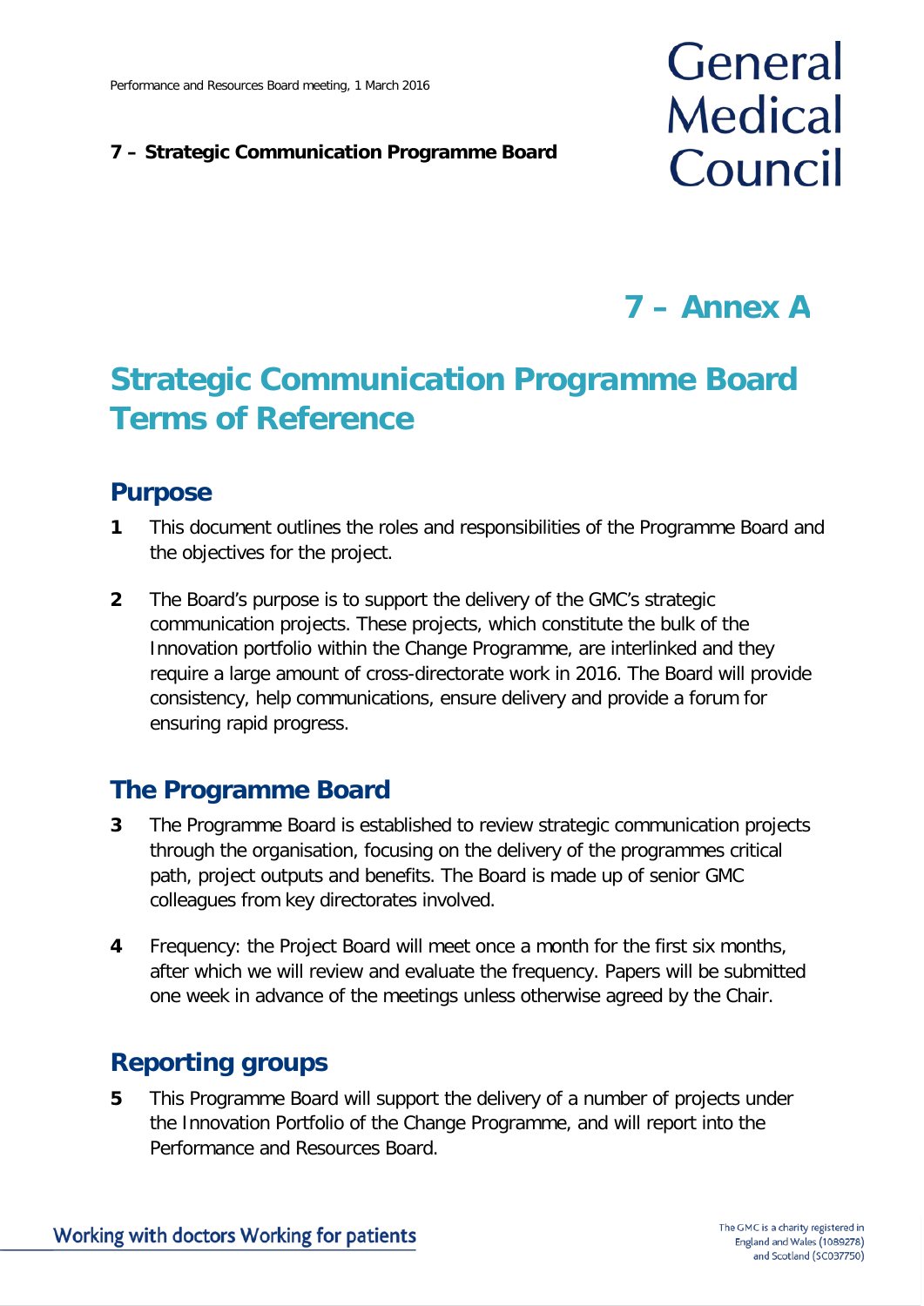# 7 – Annex A

# Strategic Communication Programme Board Terms of Reference

## Purpose

**1** This document outlines the roles and responsibilities of the Programme Board and the objectives for the project.

**2** The Board's purpose is to support the delivery of the GMC's strategic communication projects. These projects, which constitute the bulk of the Innovation portfolio within the Change Programme, are interlinked and they require a large amount of cross-directorate work in 2016. The Board will provide consistency, help communications, ensure delivery and provide a forum for ensuring rapid progress.

## The Programme Board

**3** The Programme Board is established to review strategic communication projects through the organisation, focusing on the delivery of the programmes critical path, project outputs and benefits. The Board is made up of senior GMC colleagues from key directorates involved.

**4** Frequency: the Project Board will meet once a month for the first six months, after which we will review and evaluate the frequency. Papers will be submitted one week in advance of the meetings unless otherwise agreed by the Chair.

## Reporting groups

**5** This Programme Board will support the delivery of a number of projects under the Innovation Portfolio of the Change Programme, and will report into the Performance and Resources Board.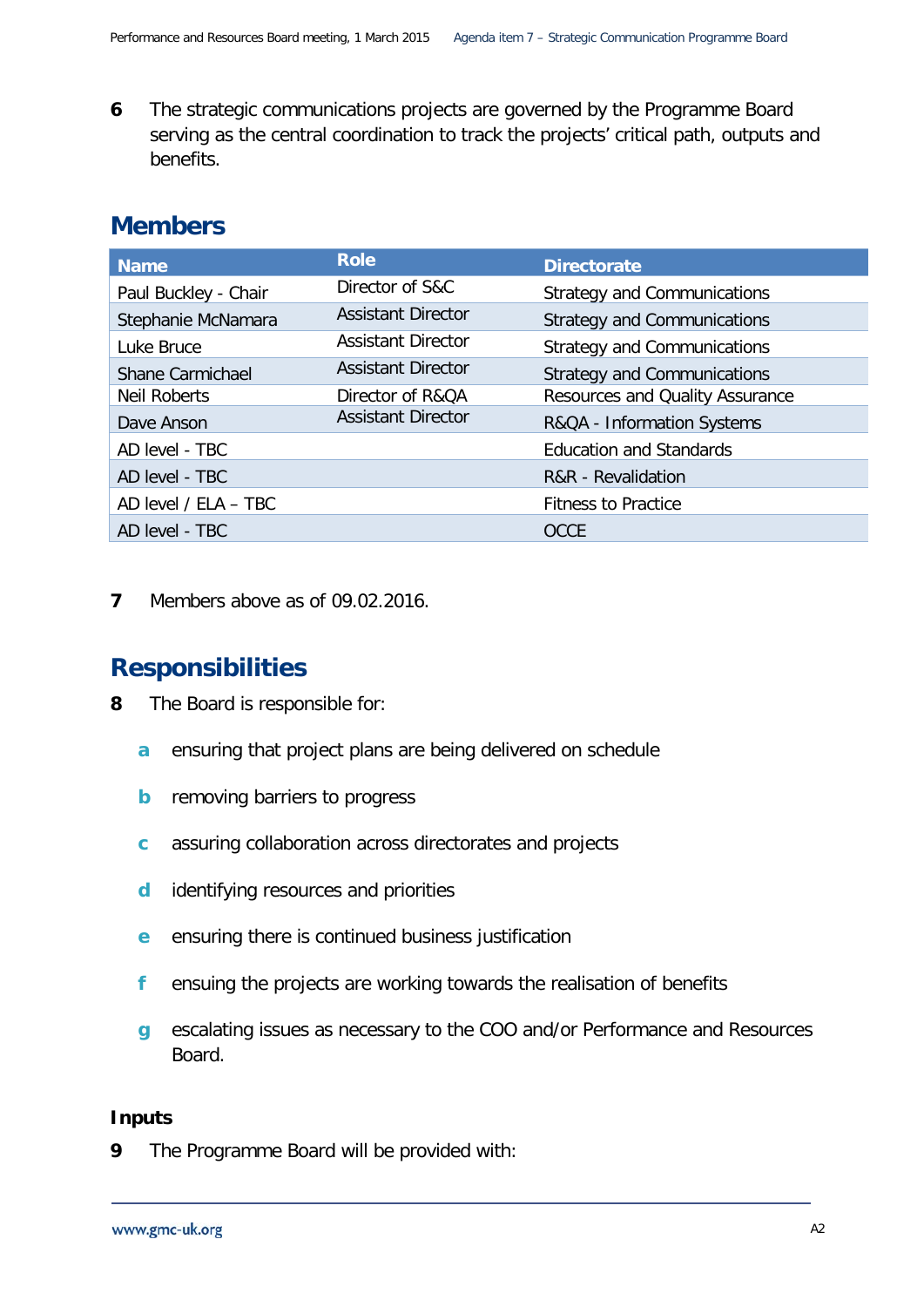**6** The strategic communications projects are governed by the Programme Board serving as the central coordination to track the projects' critical path, outputs and benefits.

## Members

| Name | Role | Directorate |
|---|---|---|
| Paul Buckley - Chair | Director of S&C | Strategy and Communications |
| Stephanie McNamara | Assistant Director | Strategy and Communications |
| Luke Bruce | Assistant Director | Strategy and Communications |
| Shane Carmichael | Assistant Director | Strategy and Communications |
| Neil Roberts | Director of R&QA | Resources and Quality Assurance |
| Dave Anson | Assistant Director | R&QA - Information Systems |
| AD level - TBC | | Education and Standards |
| AD level - TBC | | R&R - Revalidation |
| AD level / ELA – TBC | | Fitness to Practice |
| AD level - TBC | | OCCE |

**7** Members above as of 09.02.2016.

## Responsibilities

**8** The Board is responsible for:

- **a** ensuring that project plans are being delivered on schedule
- **b** removing barriers to progress
- **c** assuring collaboration across directorates and projects
- **d** identifying resources and priorities
- **e** ensuring there is continued business justification
- **f** ensuing the projects are working towards the realisation of benefits
- **g** escalating issues as necessary to the COO and/or Performance and Resources Board.

### Inputs

**9** The Programme Board will be provided with: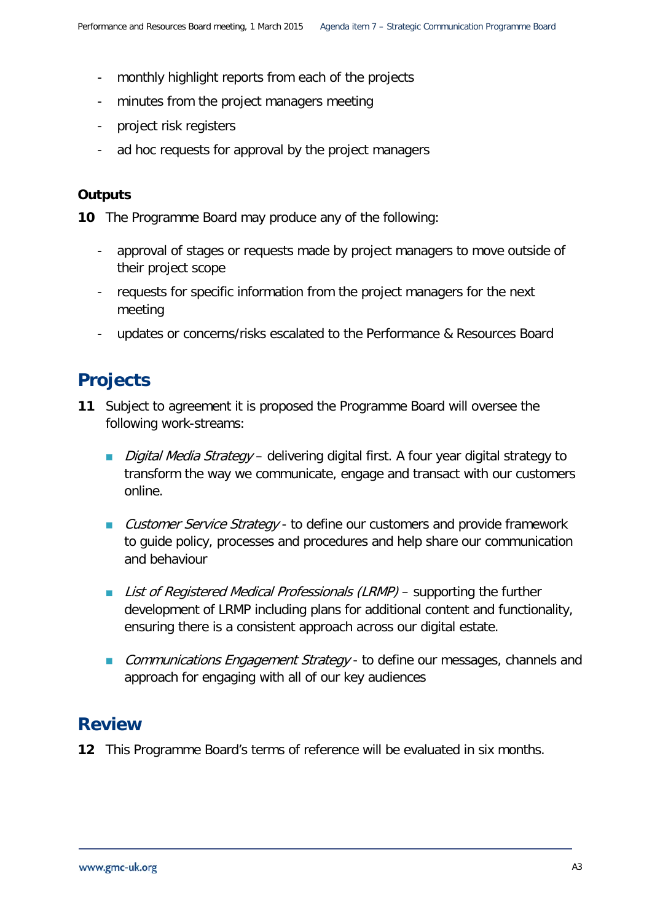- monthly highlight reports from each of the projects
- minutes from the project managers meeting
- project risk registers
- ad hoc requests for approval by the project managers

**Outputs**

**10** The Programme Board may produce any of the following:

- approval of stages or requests made by project managers to move outside of their project scope
- requests for specific information from the project managers for the next meeting
- updates or concerns/risks escalated to the Performance & Resources Board

## Projects

**11** Subject to agreement it is proposed the Programme Board will oversee the following work-streams:

- *Digital Media Strategy* – delivering digital first. A four year digital strategy to transform the way we communicate, engage and transact with our customers online.
- *Customer Service Strategy* - to define our customers and provide framework to guide policy, processes and procedures and help share our communication and behaviour
- *List of Registered Medical Professionals (LRMP)* – supporting the further development of LRMP including plans for additional content and functionality, ensuring there is a consistent approach across our digital estate.
- *Communications Engagement Strategy* - to define our messages, channels and approach for engaging with all of our key audiences

## Review

**12** This Programme Board's terms of reference will be evaluated in six months.